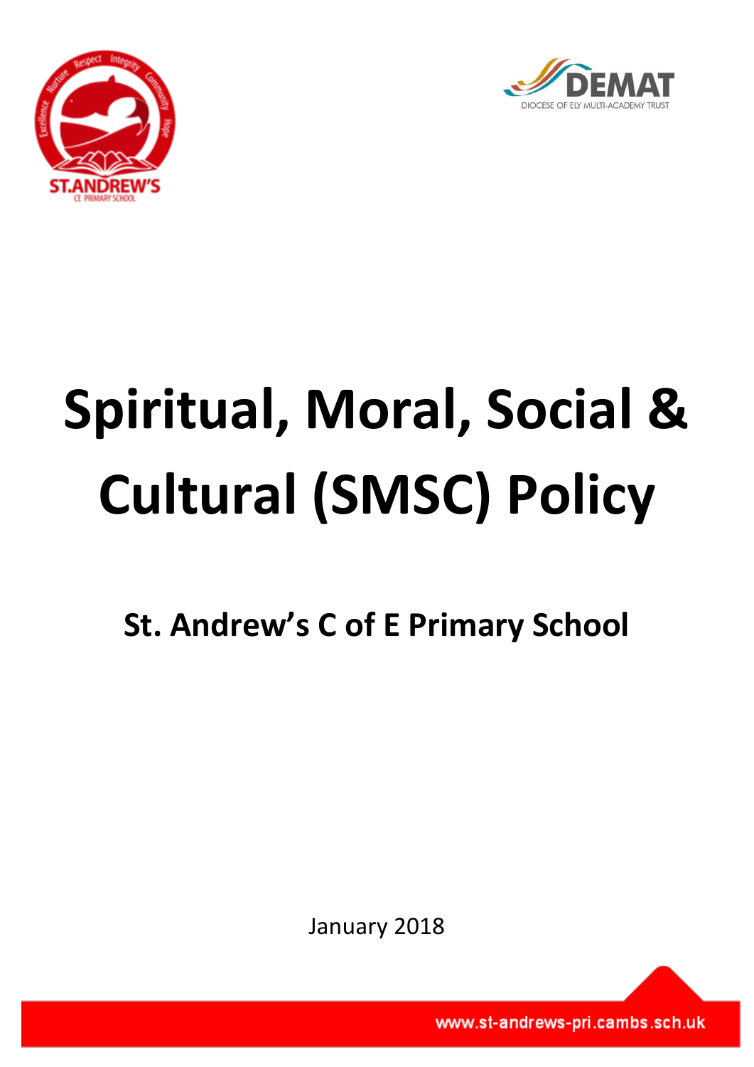# Spiritual, Moral, Social & Cultural (SMSC) Policy

## St. Andrew's C of E Primary School

January 2018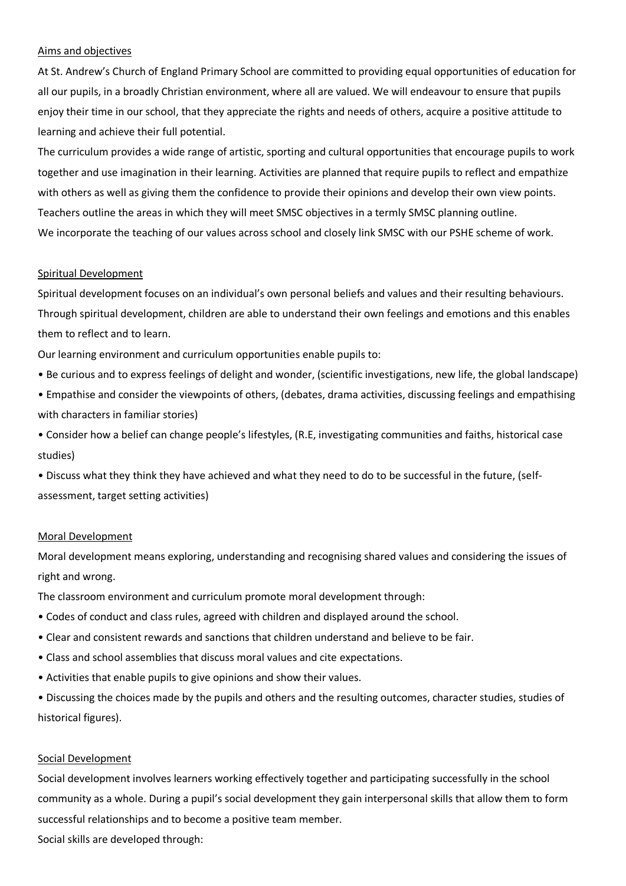## Aims and objectives

At St. Andrew's Church of England Primary School are committed to providing equal opportunities of education for all our pupils, in a broadly Christian environment, where all are valued. We will endeavour to ensure that pupils enjoy their time in our school, that they appreciate the rights and needs of others, acquire a positive attitude to learning and achieve their full potential.

The curriculum provides a wide range of artistic, sporting and cultural opportunities that encourage pupils to work together and use imagination in their learning. Activities are planned that require pupils to reflect and empathize with others as well as giving them the confidence to provide their opinions and develop their own view points.

Teachers outline the areas in which they will meet SMSC objectives in a termly SMSC planning outline.

We incorporate the teaching of our values across school and closely link SMSC with our PSHE scheme of work.

## Spiritual Development

Spiritual development focuses on an individual's own personal beliefs and values and their resulting behaviours. Through spiritual development, children are able to understand their own feelings and emotions and this enables them to reflect and to learn.

Our learning environment and curriculum opportunities enable pupils to:

- Be curious and to express feelings of delight and wonder, (scientific investigations, new life, the global landscape)
- Empathise and consider the viewpoints of others, (debates, drama activities, discussing feelings and empathising with characters in familiar stories)
- Consider how a belief can change people's lifestyles, (R.E, investigating communities and faiths, historical case studies)
- Discuss what they think they have achieved and what they need to do to be successful in the future, (self-assessment, target setting activities)

## Moral Development

Moral development means exploring, understanding and recognising shared values and considering the issues of right and wrong.

The classroom environment and curriculum promote moral development through:

- Codes of conduct and class rules, agreed with children and displayed around the school.
- Clear and consistent rewards and sanctions that children understand and believe to be fair.
- Class and school assemblies that discuss moral values and cite expectations.
- Activities that enable pupils to give opinions and show their values.
- Discussing the choices made by the pupils and others and the resulting outcomes, character studies, studies of historical figures).

## Social Development

Social development involves learners working effectively together and participating successfully in the school community as a whole. During a pupil's social development they gain interpersonal skills that allow them to form successful relationships and to become a positive team member.

Social skills are developed through: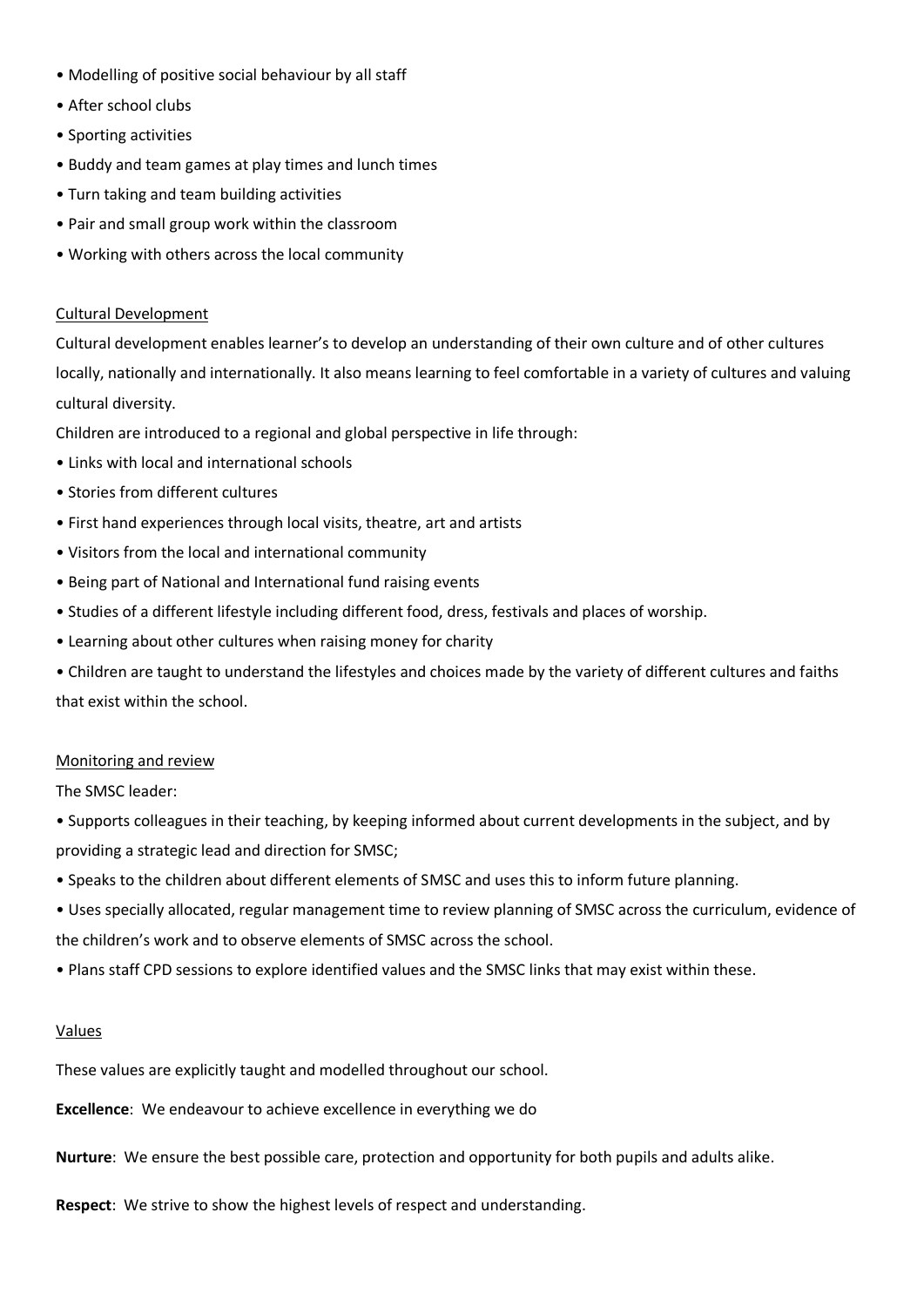- Modelling of positive social behaviour by all staff
- After school clubs
- Sporting activities
- Buddy and team games at play times and lunch times
- Turn taking and team building activities
- Pair and small group work within the classroom
- Working with others across the local community

## Cultural Development

Cultural development enables learner's to develop an understanding of their own culture and of other cultures locally, nationally and internationally. It also means learning to feel comfortable in a variety of cultures and valuing cultural diversity.

Children are introduced to a regional and global perspective in life through:

- Links with local and international schools
- Stories from different cultures
- First hand experiences through local visits, theatre, art and artists
- Visitors from the local and international community
- Being part of National and International fund raising events
- Studies of a different lifestyle including different food, dress, festivals and places of worship.
- Learning about other cultures when raising money for charity
- Children are taught to understand the lifestyles and choices made by the variety of different cultures and faiths that exist within the school.

## Monitoring and review

The SMSC leader:

- Supports colleagues in their teaching, by keeping informed about current developments in the subject, and by providing a strategic lead and direction for SMSC;
- Speaks to the children about different elements of SMSC and uses this to inform future planning.
- Uses specially allocated, regular management time to review planning of SMSC across the curriculum, evidence of the children's work and to observe elements of SMSC across the school.
- Plans staff CPD sessions to explore identified values and the SMSC links that may exist within these.

## Values

These values are explicitly taught and modelled throughout our school.

**Excellence**: We endeavour to achieve excellence in everything we do

**Nurture**: We ensure the best possible care, protection and opportunity for both pupils and adults alike.

**Respect**: We strive to show the highest levels of respect and understanding.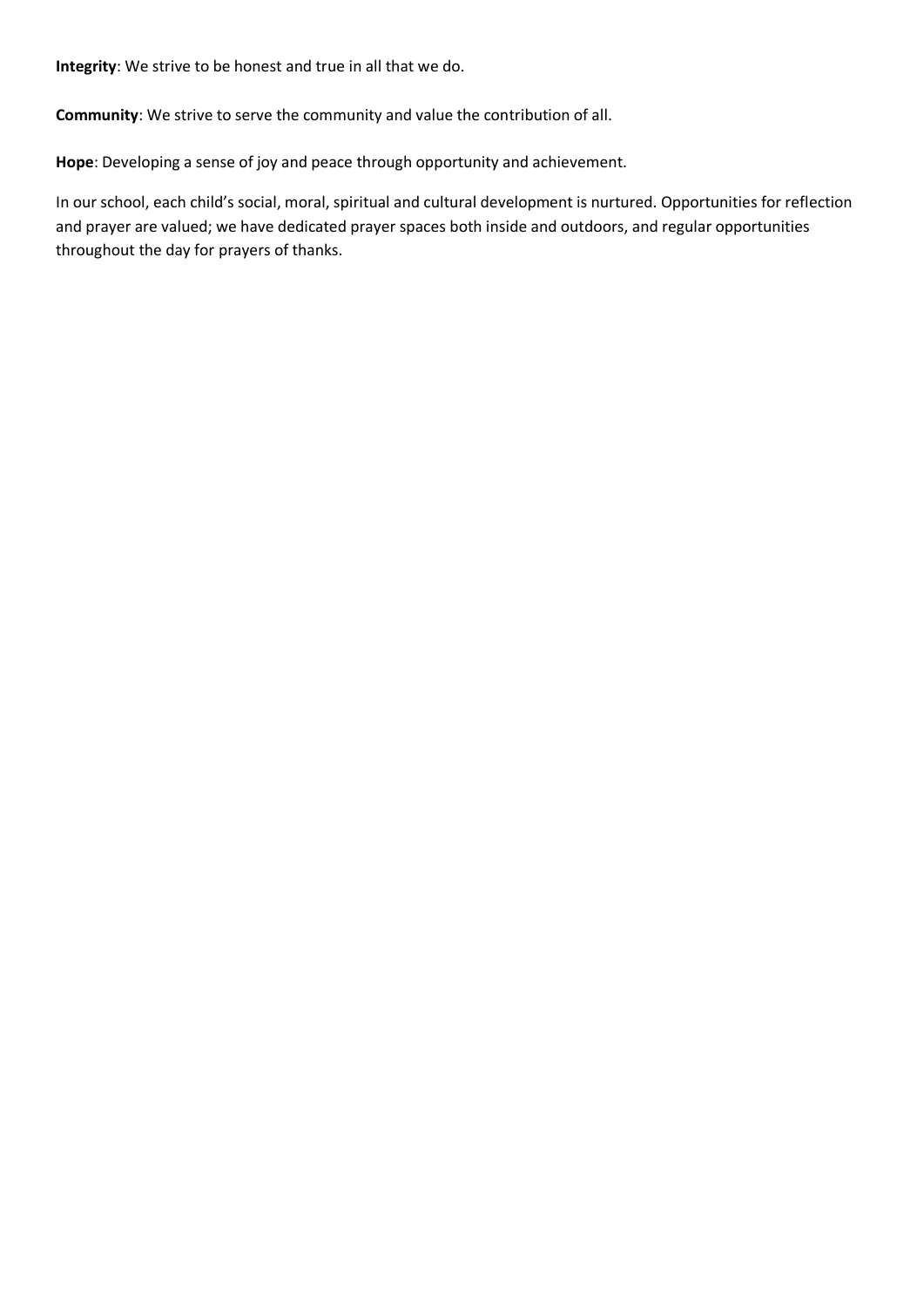**Integrity**: We strive to be honest and true in all that we do.

**Community**: We strive to serve the community and value the contribution of all.

**Hope**: Developing a sense of joy and peace through opportunity and achievement.

In our school, each child's social, moral, spiritual and cultural development is nurtured. Opportunities for reflection and prayer are valued; we have dedicated prayer spaces both inside and outdoors, and regular opportunities throughout the day for prayers of thanks.